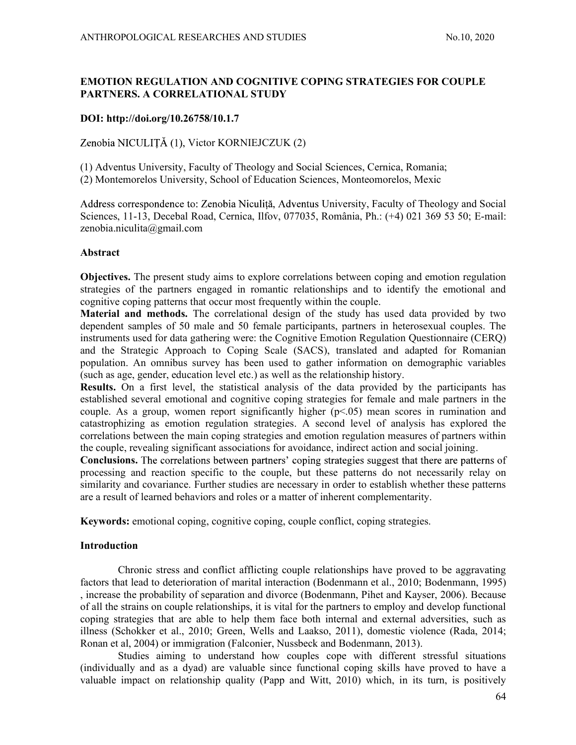# EMOTION REGULATION AND COGNITIVE COPING STRATEGIES FOR COUPLE PARTNERS. A CORRELATIONAL STUDY

**DOI: http://doi.org/10.26758/10.1.7**

Zenobia NICULIȚĂ (1), Victor KORNIEJCZUK (2)

(1) Adventus University, Faculty of Theology and Social Sciences, Cernica, Romania;
(2) Montemorelos University, School of Education Sciences, Monteomorelos, Mexic

Address correspondence to: Zenobia Niculiță, Adventus University, Faculty of Theology and Social Sciences, 11-13, Decebal Road, Cernica, Ilfov, 077035, România, Ph.: (+4) 021 369 53 50; E-mail: zenobia.niculita@gmail.com

## Abstract

**Objectives.** The present study aims to explore correlations between coping and emotion regulation strategies of the partners engaged in romantic relationships and to identify the emotional and cognitive coping patterns that occur most frequently within the couple.

**Material and methods.** The correlational design of the study has used data provided by two dependent samples of 50 male and 50 female participants, partners in heterosexual couples. The instruments used for data gathering were: the Cognitive Emotion Regulation Questionnaire (CERQ) and the Strategic Approach to Coping Scale (SACS), translated and adapted for Romanian population. An omnibus survey has been used to gather information on demographic variables (such as age, gender, education level etc.) as well as the relationship history.

**Results.** On a first level, the statistical analysis of the data provided by the participants has established several emotional and cognitive coping strategies for female and male partners in the couple. As a group, women report significantly higher ($p<.05$) mean scores in rumination and catastrophizing as emotion regulation strategies. A second level of analysis has explored the correlations between the main coping strategies and emotion regulation measures of partners within the couple, revealing significant associations for avoidance, indirect action and social joining.

**Conclusions.** The correlations between partners' coping strategies suggest that there are patterns of processing and reaction specific to the couple, but these patterns do not necessarily relay on similarity and covariance. Further studies are necessary in order to establish whether these patterns are a result of learned behaviors and roles or a matter of inherent complementarity.

**Keywords:** emotional coping, cognitive coping, couple conflict, coping strategies.

## Introduction

Chronic stress and conflict afflicting couple relationships have proved to be aggravating factors that lead to deterioration of marital interaction (Bodenmann et al., 2010; Bodenmann, 1995) , increase the probability of separation and divorce (Bodenmann, Pihet and Kayser, 2006). Because of all the strains on couple relationships, it is vital for the partners to employ and develop functional coping strategies that are able to help them face both internal and external adversities, such as illness (Schokker et al., 2010; Green, Wells and Laakso, 2011), domestic violence (Rada, 2014; Ronan et al, 2004) or immigration (Falconier, Nussbeck and Bodenmann, 2013).

Studies aiming to understand how couples cope with different stressful situations (individually and as a dyad) are valuable since functional coping skills have proved to have a valuable impact on relationship quality (Papp and Witt, 2010) which, in its turn, is positively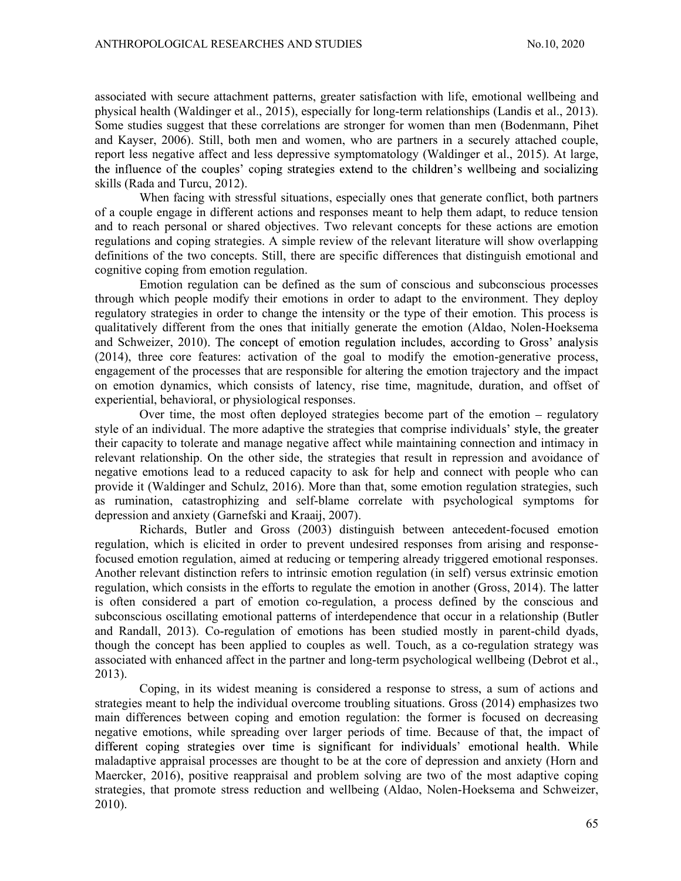associated with secure attachment patterns, greater satisfaction with life, emotional wellbeing and physical health (Waldinger et al., 2015), especially for long-term relationships (Landis et al., 2013). Some studies suggest that these correlations are stronger for women than men (Bodenmann, Pihet and Kayser, 2006). Still, both men and women, who are partners in a securely attached couple, report less negative affect and less depressive symptomatology (Waldinger et al., 2015). At large, the influence of the couples' coping strategies extend to the children's wellbeing and socializing skills (Rada and Turcu, 2012).

When facing with stressful situations, especially ones that generate conflict, both partners of a couple engage in different actions and responses meant to help them adapt, to reduce tension and to reach personal or shared objectives. Two relevant concepts for these actions are emotion regulations and coping strategies. A simple review of the relevant literature will show overlapping definitions of the two concepts. Still, there are specific differences that distinguish emotional and cognitive coping from emotion regulation.

Emotion regulation can be defined as the sum of conscious and subconscious processes through which people modify their emotions in order to adapt to the environment. They deploy regulatory strategies in order to change the intensity or the type of their emotion. This process is qualitatively different from the ones that initially generate the emotion (Aldao, Nolen-Hoeksema and Schweizer, 2010). The concept of emotion regulation includes, according to Gross' analysis (2014), three core features: activation of the goal to modify the emotion-generative process, engagement of the processes that are responsible for altering the emotion trajectory and the impact on emotion dynamics, which consists of latency, rise time, magnitude, duration, and offset of experiential, behavioral, or physiological responses.

Over time, the most often deployed strategies become part of the emotion – regulatory style of an individual. The more adaptive the strategies that comprise individuals' style, the greater their capacity to tolerate and manage negative affect while maintaining connection and intimacy in relevant relationship. On the other side, the strategies that result in repression and avoidance of negative emotions lead to a reduced capacity to ask for help and connect with people who can provide it (Waldinger and Schulz, 2016). More than that, some emotion regulation strategies, such as rumination, catastrophizing and self-blame correlate with psychological symptoms for depression and anxiety (Garnefski and Kraaij, 2007).

Richards, Butler and Gross (2003) distinguish between antecedent-focused emotion regulation, which is elicited in order to prevent undesired responses from arising and response-focused emotion regulation, aimed at reducing or tempering already triggered emotional responses. Another relevant distinction refers to intrinsic emotion regulation (in self) versus extrinsic emotion regulation, which consists in the efforts to regulate the emotion in another (Gross, 2014). The latter is often considered a part of emotion co-regulation, a process defined by the conscious and subconscious oscillating emotional patterns of interdependence that occur in a relationship (Butler and Randall, 2013). Co-regulation of emotions has been studied mostly in parent-child dyads, though the concept has been applied to couples as well. Touch, as a co-regulation strategy was associated with enhanced affect in the partner and long-term psychological wellbeing (Debrot et al., 2013).

Coping, in its widest meaning is considered a response to stress, a sum of actions and strategies meant to help the individual overcome troubling situations. Gross (2014) emphasizes two main differences between coping and emotion regulation: the former is focused on decreasing negative emotions, while spreading over larger periods of time. Because of that, the impact of different coping strategies over time is significant for individuals' emotional health. While maladaptive appraisal processes are thought to be at the core of depression and anxiety (Horn and Maercker, 2016), positive reappraisal and problem solving are two of the most adaptive coping strategies, that promote stress reduction and wellbeing (Aldao, Nolen-Hoeksema and Schweizer, 2010).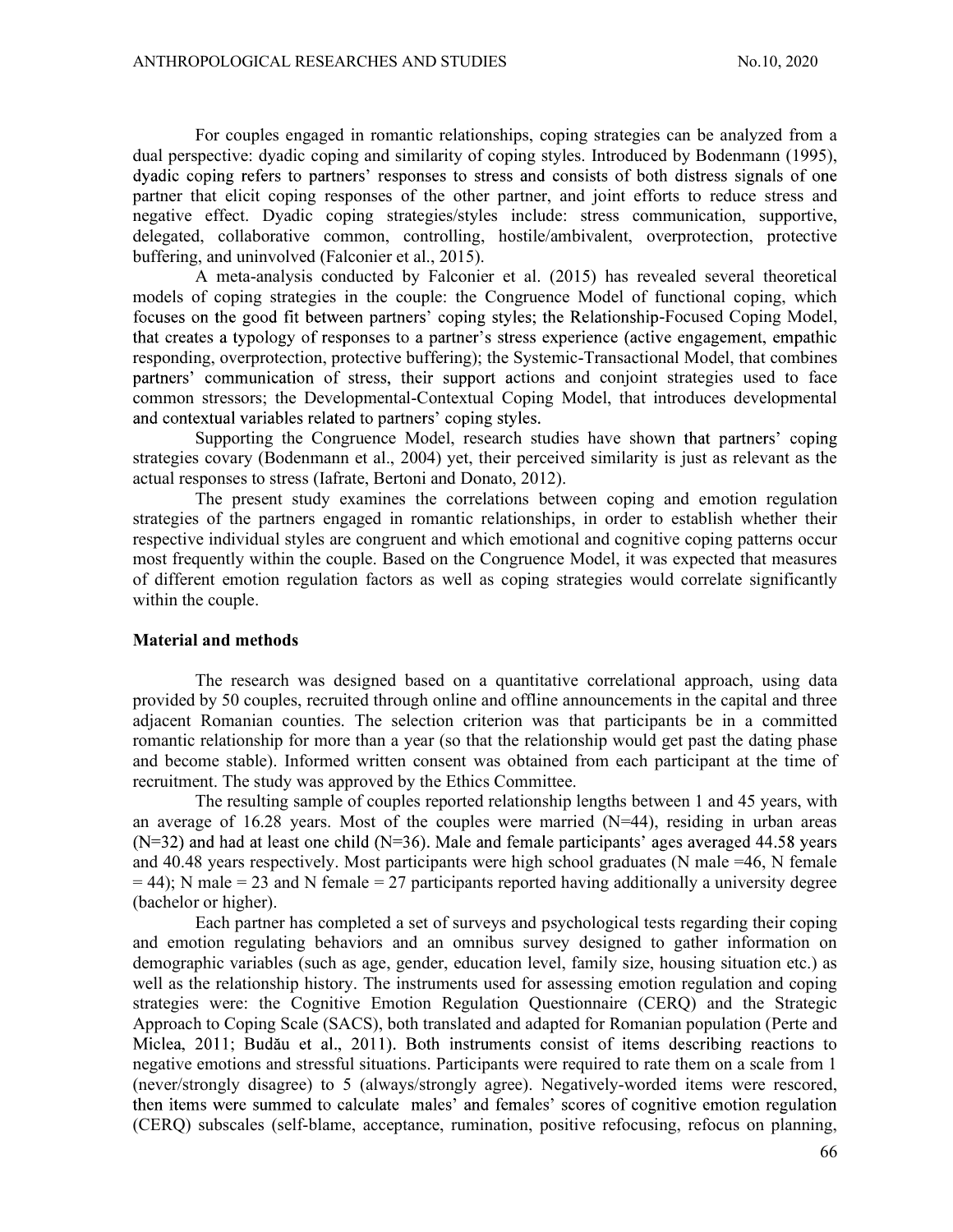For couples engaged in romantic relationships, coping strategies can be analyzed from a dual perspective: dyadic coping and similarity of coping styles. Introduced by Bodenmann (1995), dyadic coping refers to partners' responses to stress and consists of both distress signals of one partner that elicit coping responses of the other partner, and joint efforts to reduce stress and negative effect. Dyadic coping strategies/styles include: stress communication, supportive, delegated, collaborative common, controlling, hostile/ambivalent, overprotection, protective buffering, and uninvolved (Falconier et al., 2015).

A meta-analysis conducted by Falconier et al. (2015) has revealed several theoretical models of coping strategies in the couple: the Congruence Model of functional coping, which focuses on the good fit between partners' coping styles; the Relationship-Focused Coping Model, that creates a typology of responses to a partner's stress experience (active engagement, empathic responding, overprotection, protective buffering); the Systemic-Transactional Model, that combines partners' communication of stress, their support actions and conjoint strategies used to face common stressors; the Developmental-Contextual Coping Model, that introduces developmental and contextual variables related to partners' coping styles.

Supporting the Congruence Model, research studies have shown that partners' coping strategies covary (Bodenmann et al., 2004) yet, their perceived similarity is just as relevant as the actual responses to stress (Iafrate, Bertoni and Donato, 2012).

The present study examines the correlations between coping and emotion regulation strategies of the partners engaged in romantic relationships, in order to establish whether their respective individual styles are congruent and which emotional and cognitive coping patterns occur most frequently within the couple. Based on the Congruence Model, it was expected that measures of different emotion regulation factors as well as coping strategies would correlate significantly within the couple.

## Material and methods

The research was designed based on a quantitative correlational approach, using data provided by 50 couples, recruited through online and offline announcements in the capital and three adjacent Romanian counties. The selection criterion was that participants be in a committed romantic relationship for more than a year (so that the relationship would get past the dating phase and become stable). Informed written consent was obtained from each participant at the time of recruitment. The study was approved by the Ethics Committee.

The resulting sample of couples reported relationship lengths between 1 and 45 years, with an average of 16.28 years. Most of the couples were married (N=44), residing in urban areas (N=32) and had at least one child (N=36). Male and female participants' ages averaged 44.58 years and 40.48 years respectively. Most participants were high school graduates (N male =46, N female = 44); N male = 23 and N female = 27 participants reported having additionally a university degree (bachelor or higher).

Each partner has completed a set of surveys and psychological tests regarding their coping and emotion regulating behaviors and an omnibus survey designed to gather information on demographic variables (such as age, gender, education level, family size, housing situation etc.) as well as the relationship history. The instruments used for assessing emotion regulation and coping strategies were: the Cognitive Emotion Regulation Questionnaire (CERQ) and the Strategic Approach to Coping Scale (SACS), both translated and adapted for Romanian population (Perte and Miclea, 2011; Budău et al., 2011). Both instruments consist of items describing reactions to negative emotions and stressful situations. Participants were required to rate them on a scale from 1 (never/strongly disagree) to 5 (always/strongly agree). Negatively-worded items were rescored, then items were summed to calculate males' and females' scores of cognitive emotion regulation (CERQ) subscales (self-blame, acceptance, rumination, positive refocusing, refocus on planning,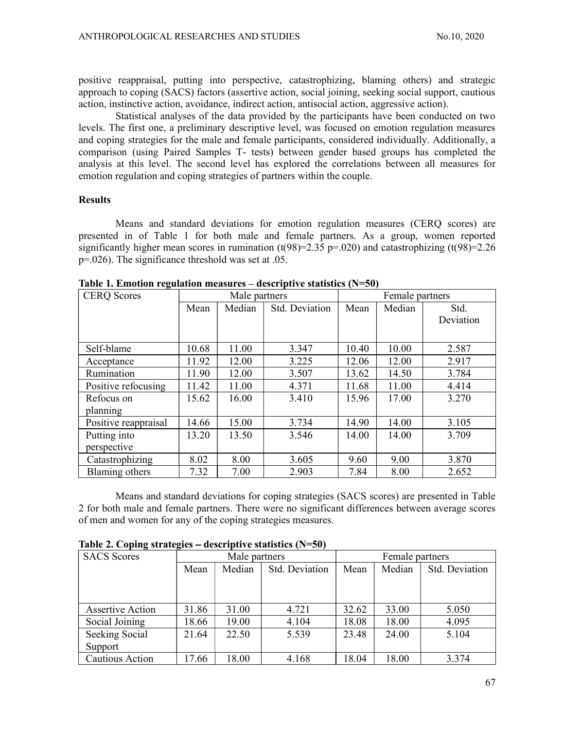positive reappraisal, putting into perspective, catastrophizing, blaming others) and strategic approach to coping (SACS) factors (assertive action, social joining, seeking social support, cautious action, instinctive action, avoidance, indirect action, antisocial action, aggressive action).

Statistical analyses of the data provided by the participants have been conducted on two levels. The first one, a preliminary descriptive level, was focused on emotion regulation measures and coping strategies for the male and female participants, considered individually. Additionally, a comparison (using Paired Samples T- tests) between gender based groups has completed the analysis at this level. The second level has explored the correlations between all measures for emotion regulation and coping strategies of partners within the couple.

**Results**

Means and standard deviations for emotion regulation measures (CERQ scores) are presented in of Table 1 for both male and female partners. As a group, women reported significantly higher mean scores in rumination ($t(98)=2.35$ $p=.020$) and catastrophizing ($t(98)=2.26$ $p=.026$). The significance threshold was set at .05.

**Table 1. Emotion regulation measures – descriptive statistics (N=50)**

| CERQ Scores | Male partners | | | Female partners | | |
|---|---|---|---|---|---|---|
| | Mean | Median | Std. Deviation | Mean | Median | Std. Deviation |
| Self-blame | 10.68 | 11.00 | 3.347 | 10.40 | 10.00 | 2.587 |
| Acceptance | 11.92 | 12.00 | 3.225 | 12.06 | 12.00 | 2.917 |
| Rumination | 11.90 | 12.00 | 3.507 | 13.62 | 14.50 | 3.784 |
| Positive refocusing | 11.42 | 11.00 | 4.371 | 11.68 | 11.00 | 4.414 |
| Refocus on planning | 15.62 | 16.00 | 3.410 | 15.96 | 17.00 | 3.270 |
| Positive reappraisal | 14.66 | 15.00 | 3.734 | 14.90 | 14.00 | 3.105 |
| Putting into perspective | 13.20 | 13.50 | 3.546 | 14.00 | 14.00 | 3.709 |
| Catastrophizing | 8.02 | 8.00 | 3.605 | 9.60 | 9.00 | 3.870 |
| Blaming others | 7.32 | 7.00 | 2.903 | 7.84 | 8.00 | 2.652 |

Means and standard deviations for coping strategies (SACS scores) are presented in Table 2 for both male and female partners. There were no significant differences between average scores of men and women for any of the coping strategies measures.

**Table 2. Coping strategies – descriptive statistics (N=50)**

| SACS Scores | Male partners | | | Female partners | | |
|---|---|---|---|---|---|---|
| | Mean | Median | Std. Deviation | Mean | Median | Std. Deviation |
| Assertive Action | 31.86 | 31.00 | 4.721 | 32.62 | 33.00 | 5.050 |
| Social Joining | 18.66 | 19.00 | 4.104 | 18.08 | 18.00 | 4.095 |
| Seeking Social Support | 21.64 | 22.50 | 5.539 | 23.48 | 24.00 | 5.104 |
| Cautious Action | 17.66 | 18.00 | 4.168 | 18.04 | 18.00 | 3.374 |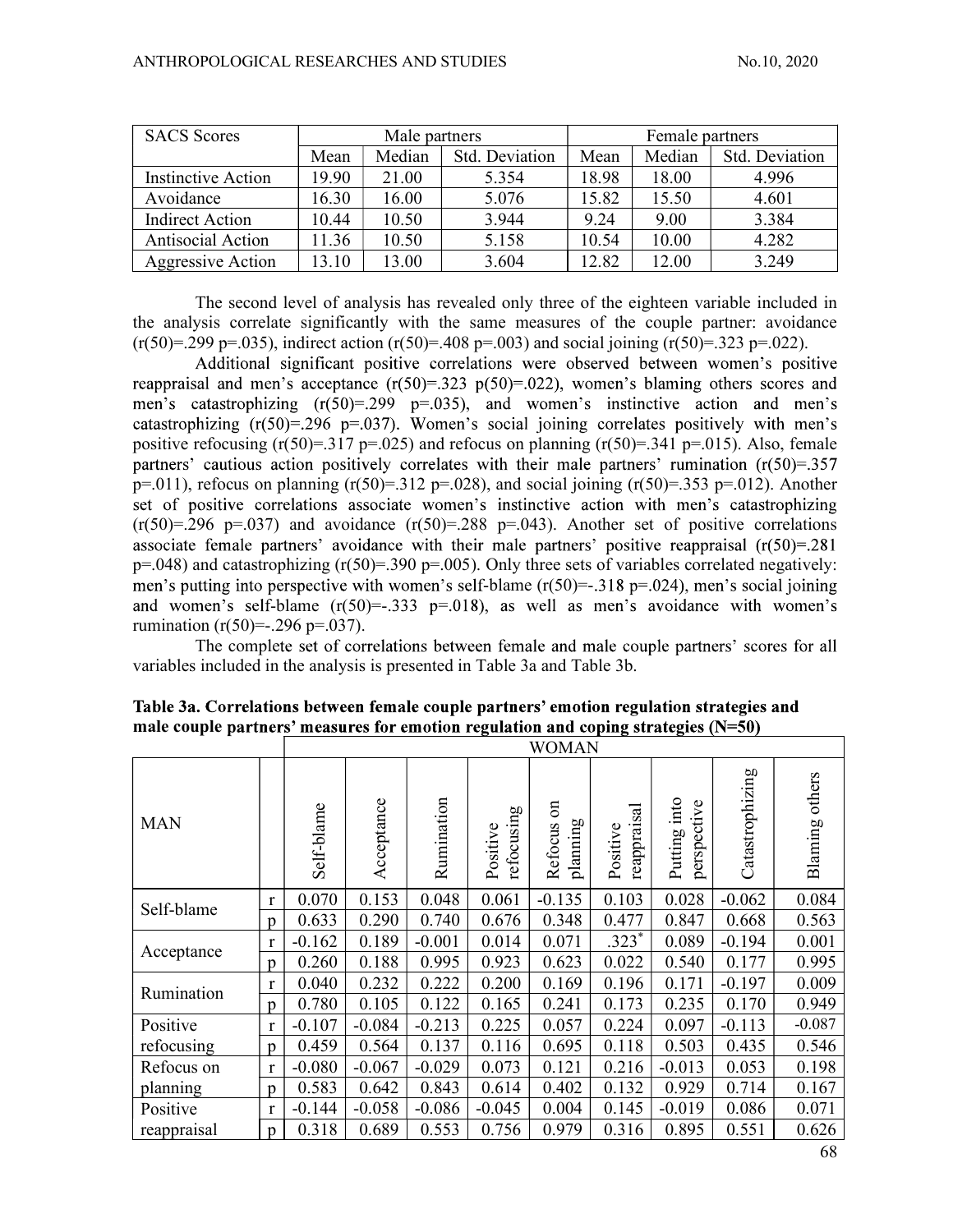| SACS Scores | Male partners | | | Female partners | | |
|---|---|---|---|---|---|---|
| | Mean | Median | Std. Deviation | Mean | Median | Std. Deviation |
| Instinctive Action | 19.90 | 21.00 | 5.354 | 18.98 | 18.00 | 4.996 |
| Avoidance | 16.30 | 16.00 | 5.076 | 15.82 | 15.50 | 4.601 |
| Indirect Action | 10.44 | 10.50 | 3.944 | 9.24 | 9.00 | 3.384 |
| Antisocial Action | 11.36 | 10.50 | 5.158 | 10.54 | 10.00 | 4.282 |
| Aggressive Action | 13.10 | 13.00 | 3.604 | 12.82 | 12.00 | 3.249 |

The second level of analysis has revealed only three of the eighteen variable included in the analysis correlate significantly with the same measures of the couple partner: avoidance ($r(50)=.299$ $p=.035$), indirect action ($r(50)=.408$ $p=.003$) and social joining ($r(50)=.323$ $p=.022$).

Additional significant positive correlations were observed between women's positive reappraisal and men's acceptance ($r(50)=.323$ $p(50)=.022$), women's blaming others scores and men's catastrophizing ($r(50)=.299$ $p=.035$), and women's instinctive action and men's catastrophizing ($r(50)=.296$ $p=.037$). Women's social joining correlates positively with men's positive refocusing ($r(50)=.317$ $p=.025$) and refocus on planning ($r(50)=.341$ $p=.015$). Also, female partners' cautious action positively correlates with their male partners' rumination ($r(50)=.357$ $p=.011$), refocus on planning ($r(50)=.312$ $p=.028$), and social joining ($r(50)=.353$ $p=.012$). Another set of positive correlations associate women's instinctive action with men's catastrophizing ($r(50)=.296$ $p=.037$) and avoidance ($r(50)=.288$ $p=.043$). Another set of positive correlations associate female partners' avoidance with their male partners' positive reappraisal ($r(50)=.281$ $p=.048$) and catastrophizing ($r(50)=.390$ $p=.005$). Only three sets of variables correlated negatively: men's putting into perspective with women's self-blame ($r(50)=-.318$ $p=.024$), men's social joining and women's self-blame ($r(50)=-.333$ $p=.018$), as well as men's avoidance with women's rumination ($r(50)=-.296$ $p=.037$).

The complete set of correlations between female and male couple partners' scores for all variables included in the analysis is presented in Table 3a and Table 3b.

**Table 3a. Correlations between female couple partners' emotion regulation strategies and male couple partners' measures for emotion regulation and coping strategies (N=50)**

| MAN | | WOMAN | | | | | | | | |
|---|---|---|---|---|---|---|---|---|---|---|
| | | Self-blame | Acceptance | Rumination | Positive refocusing | Refocus on planning | Positive reappraisal | Putting into perspective | Catastrophizing | Blaming others |
| Self-blame | r | 0.070 | 0.153 | 0.048 | 0.061 | -0.135 | 0.103 | 0.028 | -0.062 | 0.084 |
| | p | 0.633 | 0.290 | 0.740 | 0.676 | 0.348 | 0.477 | 0.847 | 0.668 | 0.563 |
| Acceptance | r | -0.162 | 0.189 | -0.001 | 0.014 | 0.071 | .323* | 0.089 | -0.194 | 0.001 |
| | p | 0.260 | 0.188 | 0.995 | 0.923 | 0.623 | 0.022 | 0.540 | 0.177 | 0.995 |
| Rumination | r | 0.040 | 0.232 | 0.222 | 0.200 | 0.169 | 0.196 | 0.171 | -0.197 | 0.009 |
| | p | 0.780 | 0.105 | 0.122 | 0.165 | 0.241 | 0.173 | 0.235 | 0.170 | 0.949 |
| Positive refocusing | r | -0.107 | -0.084 | -0.213 | 0.225 | 0.057 | 0.224 | 0.097 | -0.113 | -0.087 |
| | p | 0.459 | 0.564 | 0.137 | 0.116 | 0.695 | 0.118 | 0.503 | 0.435 | 0.546 |
| Refocus on planning | r | -0.080 | -0.067 | -0.029 | 0.073 | 0.121 | 0.216 | -0.013 | 0.053 | 0.198 |
| | p | 0.583 | 0.642 | 0.843 | 0.614 | 0.402 | 0.132 | 0.929 | 0.714 | 0.167 |
| Positive reappraisal | r | -0.144 | -0.058 | -0.086 | -0.045 | 0.004 | 0.145 | -0.019 | 0.086 | 0.071 |
| | p | 0.318 | 0.689 | 0.553 | 0.756 | 0.979 | 0.316 | 0.895 | 0.551 | 0.626 |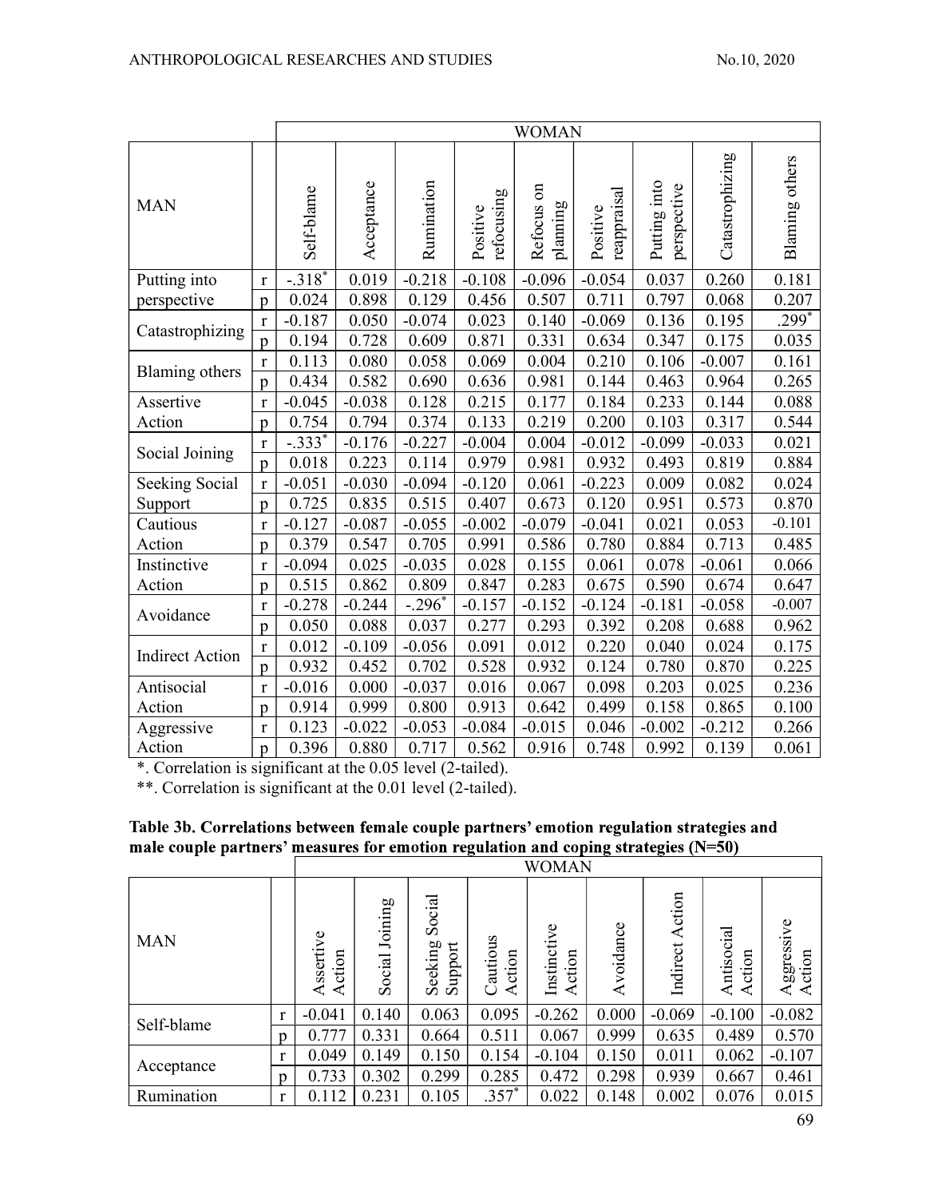| MAN | | WOMAN | | | | | | | | |
|---|---|---|---|---|---|---|---|---|---|---|
| | | Self-blame | Acceptance | Rumination | Positive refocusing | Refocus on planning | Positive reappraisal | Putting into perspective | Catastrophizing | Blaming others |
| Putting into perspective | r | -.318* | 0.019 | -0.218 | -0.108 | -0.096 | -0.054 | 0.037 | 0.260 | 0.181 |
| | p | 0.024 | 0.898 | 0.129 | 0.456 | 0.507 | 0.711 | 0.797 | 0.068 | 0.207 |
| Catastrophizing | r | -0.187 | 0.050 | -0.074 | 0.023 | 0.140 | -0.069 | 0.136 | 0.195 | .299* |
| | p | 0.194 | 0.728 | 0.609 | 0.871 | 0.331 | 0.634 | 0.347 | 0.175 | 0.035 |
| Blaming others | r | 0.113 | 0.080 | 0.058 | 0.069 | 0.004 | 0.210 | 0.106 | -0.007 | 0.161 |
| | p | 0.434 | 0.582 | 0.690 | 0.636 | 0.981 | 0.144 | 0.463 | 0.964 | 0.265 |
| Assertive Action | r | -0.045 | -0.038 | 0.128 | 0.215 | 0.177 | 0.184 | 0.233 | 0.144 | 0.088 |
| | p | 0.754 | 0.794 | 0.374 | 0.133 | 0.219 | 0.200 | 0.103 | 0.317 | 0.544 |
| Social Joining | r | -.333* | -0.176 | -0.227 | -0.004 | 0.004 | -0.012 | -0.099 | -0.033 | 0.021 |
| | p | 0.018 | 0.223 | 0.114 | 0.979 | 0.981 | 0.932 | 0.493 | 0.819 | 0.884 |
| Seeking Social Support | r | -0.051 | -0.030 | -0.094 | -0.120 | 0.061 | -0.223 | 0.009 | 0.082 | 0.024 |
| | p | 0.725 | 0.835 | 0.515 | 0.407 | 0.673 | 0.120 | 0.951 | 0.573 | 0.870 |
| Cautious Action | r | -0.127 | -0.087 | -0.055 | -0.002 | -0.079 | -0.041 | 0.021 | 0.053 | -0.101 |
| | p | 0.379 | 0.547 | 0.705 | 0.991 | 0.586 | 0.780 | 0.884 | 0.713 | 0.485 |
| Instinctive Action | r | -0.094 | 0.025 | -0.035 | 0.028 | 0.155 | 0.061 | 0.078 | -0.061 | 0.066 |
| | p | 0.515 | 0.862 | 0.809 | 0.847 | 0.283 | 0.675 | 0.590 | 0.674 | 0.647 |
| Avoidance | r | -0.278 | -0.244 | -.296* | -0.157 | -0.152 | -0.124 | -0.181 | -0.058 | -0.007 |
| | p | 0.050 | 0.088 | 0.037 | 0.277 | 0.293 | 0.392 | 0.208 | 0.688 | 0.962 |
| Indirect Action | r | 0.012 | -0.109 | -0.056 | 0.091 | 0.012 | 0.220 | 0.040 | 0.024 | 0.175 |
| | p | 0.932 | 0.452 | 0.702 | 0.528 | 0.932 | 0.124 | 0.780 | 0.870 | 0.225 |
| Antisocial Action | r | -0.016 | 0.000 | -0.037 | 0.016 | 0.067 | 0.098 | 0.203 | 0.025 | 0.236 |
| | p | 0.914 | 0.999 | 0.800 | 0.913 | 0.642 | 0.499 | 0.158 | 0.865 | 0.100 |
| Aggressive Action | r | 0.123 | -0.022 | -0.053 | -0.084 | -0.015 | 0.046 | -0.002 | -0.212 | 0.266 |
| | p | 0.396 | 0.880 | 0.717 | 0.562 | 0.916 | 0.748 | 0.992 | 0.139 | 0.061 |

*. Correlation is significant at the 0.05 level (2-tailed).

**. Correlation is significant at the 0.01 level (2-tailed).

**Table 3b. Correlations between female couple partners' emotion regulation strategies and male couple partners' measures for emotion regulation and coping strategies (N=50)**

| MAN | | WOMAN | | | | | | | | |
|---|---|---|---|---|---|---|---|---|---|---|
| | | Assertive Action | Social Joining | Seeking Social Support | Cautious Action | Instinctive Action | Avoidance | Indirect Action | Antisocial Action | Aggressive Action |
| Self-blame | r | -0.041 | 0.140 | 0.063 | 0.095 | -0.262 | 0.000 | -0.069 | -0.100 | -0.082 |
| | p | 0.777 | 0.331 | 0.664 | 0.511 | 0.067 | 0.999 | 0.635 | 0.489 | 0.570 |
| Acceptance | r | 0.049 | 0.149 | 0.150 | 0.154 | -0.104 | 0.150 | 0.011 | 0.062 | -0.107 |
| | p | 0.733 | 0.302 | 0.299 | 0.285 | 0.472 | 0.298 | 0.939 | 0.667 | 0.461 |
| Rumination | r | 0.112 | 0.231 | 0.105 | .357* | 0.022 | 0.148 | 0.002 | 0.076 | 0.015 |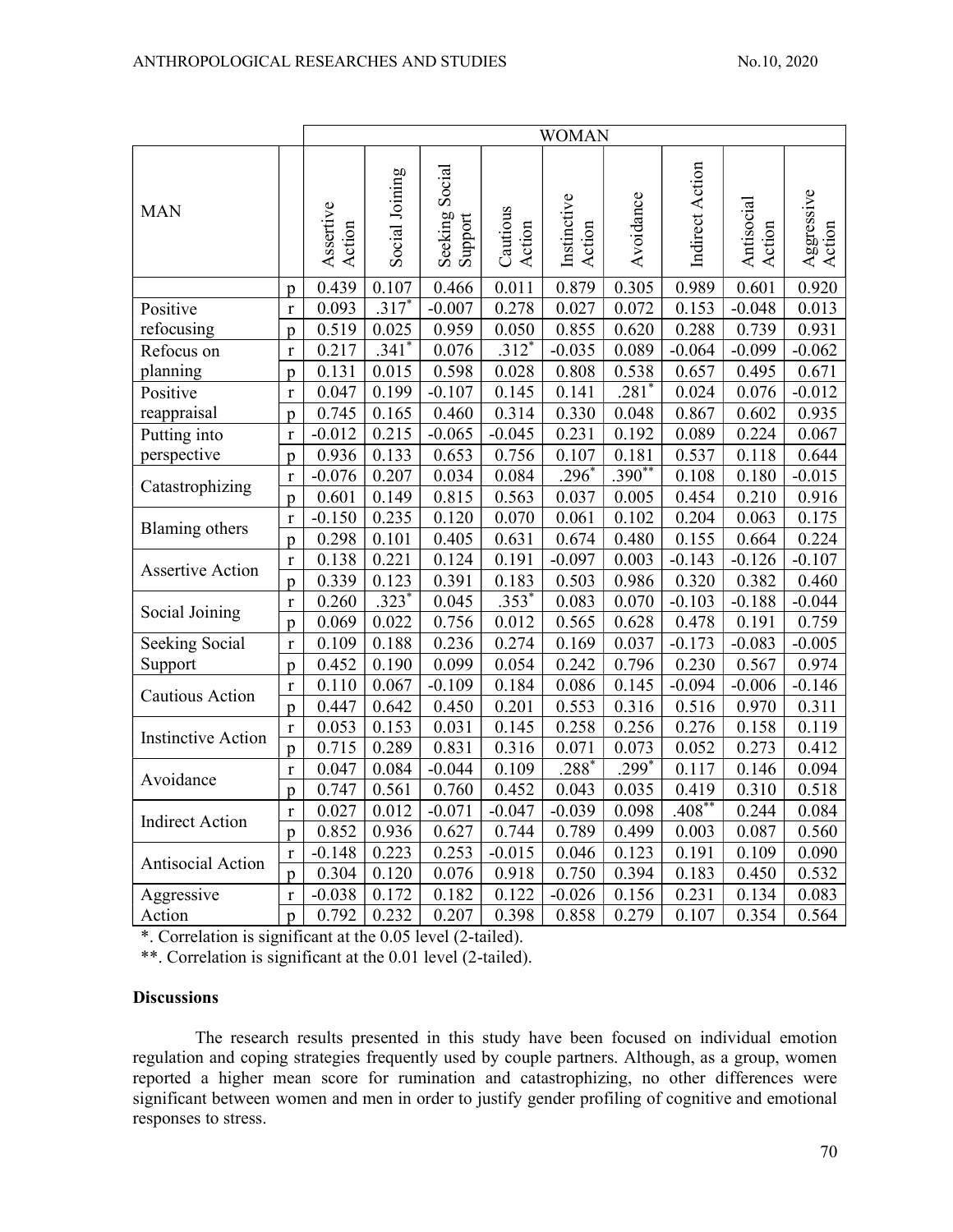| MAN | | WOMAN | | | | | | | | |
|---|---|---|---|---|---|---|---|---|---|---|
| | | Assertive Action | Social Joining | Seeking Social Support | Cautious Action | Instinctive Action | Avoidance | Indirect Action | Antisocial Action | Aggressive Action |
| | p | 0.439 | 0.107 | 0.466 | 0.011 | 0.879 | 0.305 | 0.989 | 0.601 | 0.920 |
| Positive refocusing | r | 0.093 | .317* | -0.007 | 0.278 | 0.027 | 0.072 | 0.153 | -0.048 | 0.013 |
| | p | 0.519 | 0.025 | 0.959 | 0.050 | 0.855 | 0.620 | 0.288 | 0.739 | 0.931 |
| Refocus on planning | r | 0.217 | .341* | 0.076 | .312* | -0.035 | 0.089 | -0.064 | -0.099 | -0.062 |
| | p | 0.131 | 0.015 | 0.598 | 0.028 | 0.808 | 0.538 | 0.657 | 0.495 | 0.671 |
| Positive reappraisal | r | 0.047 | 0.199 | -0.107 | 0.145 | 0.141 | .281* | 0.024 | 0.076 | -0.012 |
| | p | 0.745 | 0.165 | 0.460 | 0.314 | 0.330 | 0.048 | 0.867 | 0.602 | 0.935 |
| Putting into perspective | r | -0.012 | 0.215 | -0.065 | -0.045 | 0.231 | 0.192 | 0.089 | 0.224 | 0.067 |
| | p | 0.936 | 0.133 | 0.653 | 0.756 | 0.107 | 0.181 | 0.537 | 0.118 | 0.644 |
| Catastrophizing | r | -0.076 | 0.207 | 0.034 | 0.084 | .296* | .390** | 0.108 | 0.180 | -0.015 |
| | p | 0.601 | 0.149 | 0.815 | 0.563 | 0.037 | 0.005 | 0.454 | 0.210 | 0.916 |
| Blaming others | r | -0.150 | 0.235 | 0.120 | 0.070 | 0.061 | 0.102 | 0.204 | 0.063 | 0.175 |
| | p | 0.298 | 0.101 | 0.405 | 0.631 | 0.674 | 0.480 | 0.155 | 0.664 | 0.224 |
| Assertive Action | r | 0.138 | 0.221 | 0.124 | 0.191 | -0.097 | 0.003 | -0.143 | -0.126 | -0.107 |
| | p | 0.339 | 0.123 | 0.391 | 0.183 | 0.503 | 0.986 | 0.320 | 0.382 | 0.460 |
| Social Joining | r | 0.260 | .323* | 0.045 | .353* | 0.083 | 0.070 | -0.103 | -0.188 | -0.044 |
| | p | 0.069 | 0.022 | 0.756 | 0.012 | 0.565 | 0.628 | 0.478 | 0.191 | 0.759 |
| Seeking Social Support | r | 0.109 | 0.188 | 0.236 | 0.274 | 0.169 | 0.037 | -0.173 | -0.083 | -0.005 |
| | p | 0.452 | 0.190 | 0.099 | 0.054 | 0.242 | 0.796 | 0.230 | 0.567 | 0.974 |
| Cautious Action | r | 0.110 | 0.067 | -0.109 | 0.184 | 0.086 | 0.145 | -0.094 | -0.006 | -0.146 |
| | p | 0.447 | 0.642 | 0.450 | 0.201 | 0.553 | 0.316 | 0.516 | 0.970 | 0.311 |
| Instinctive Action | r | 0.053 | 0.153 | 0.031 | 0.145 | 0.258 | 0.256 | 0.276 | 0.158 | 0.119 |
| | p | 0.715 | 0.289 | 0.831 | 0.316 | 0.071 | 0.073 | 0.052 | 0.273 | 0.412 |
| Avoidance | r | 0.047 | 0.084 | -0.044 | 0.109 | .288* | .299* | 0.117 | 0.146 | 0.094 |
| | p | 0.747 | 0.561 | 0.760 | 0.452 | 0.043 | 0.035 | 0.419 | 0.310 | 0.518 |
| Indirect Action | r | 0.027 | 0.012 | -0.071 | -0.047 | -0.039 | 0.098 | .408** | 0.244 | 0.084 |
| | p | 0.852 | 0.936 | 0.627 | 0.744 | 0.789 | 0.499 | 0.003 | 0.087 | 0.560 |
| Antisocial Action | r | -0.148 | 0.223 | 0.253 | -0.015 | 0.046 | 0.123 | 0.191 | 0.109 | 0.090 |
| | p | 0.304 | 0.120 | 0.076 | 0.918 | 0.750 | 0.394 | 0.183 | 0.450 | 0.532 |
| Aggressive Action | r | -0.038 | 0.172 | 0.182 | 0.122 | -0.026 | 0.156 | 0.231 | 0.134 | 0.083 |
| | p | 0.792 | 0.232 | 0.207 | 0.398 | 0.858 | 0.279 | 0.107 | 0.354 | 0.564 |

*. Correlation is significant at the 0.05 level (2-tailed).

**. Correlation is significant at the 0.01 level (2-tailed).

**Discussions**

The research results presented in this study have been focused on individual emotion regulation and coping strategies frequently used by couple partners. Although, as a group, women reported a higher mean score for rumination and catastrophizing, no other differences were significant between women and men in order to justify gender profiling of cognitive and emotional responses to stress.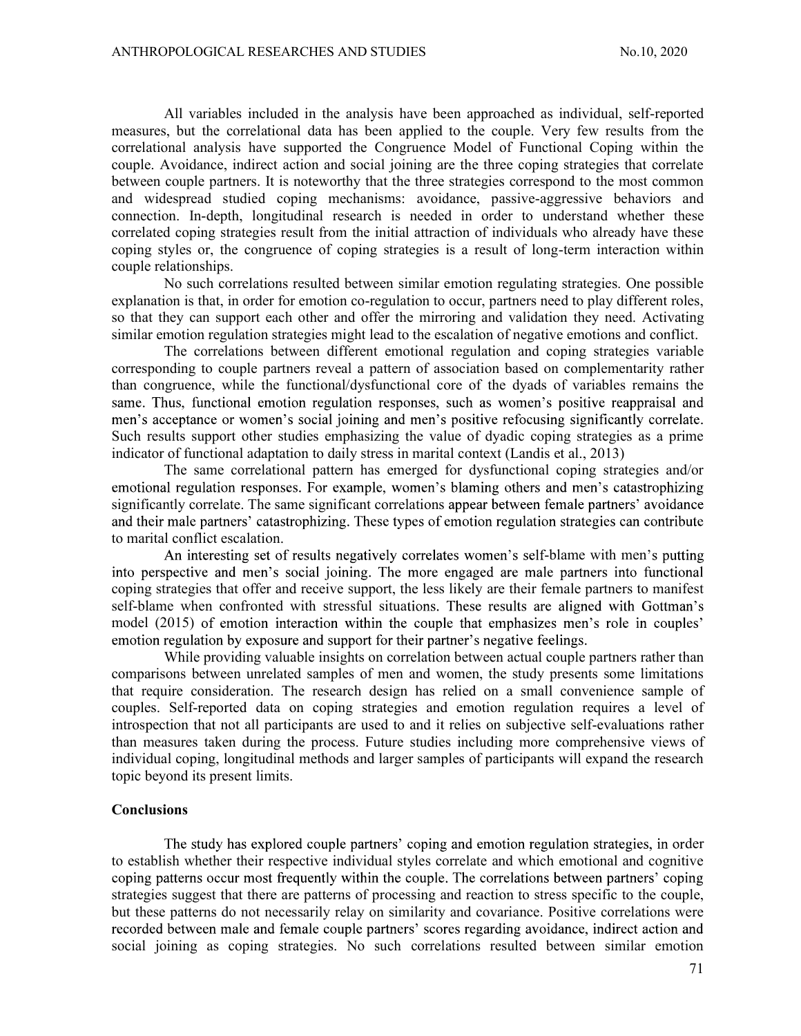All variables included in the analysis have been approached as individual, self-reported measures, but the correlational data has been applied to the couple. Very few results from the correlational analysis have supported the Congruence Model of Functional Coping within the couple. Avoidance, indirect action and social joining are the three coping strategies that correlate between couple partners. It is noteworthy that the three strategies correspond to the most common and widespread studied coping mechanisms: avoidance, passive-aggressive behaviors and connection. In-depth, longitudinal research is needed in order to understand whether these correlated coping strategies result from the initial attraction of individuals who already have these coping styles or, the congruence of coping strategies is a result of long-term interaction within couple relationships.

No such correlations resulted between similar emotion regulating strategies. One possible explanation is that, in order for emotion co-regulation to occur, partners need to play different roles, so that they can support each other and offer the mirroring and validation they need. Activating similar emotion regulation strategies might lead to the escalation of negative emotions and conflict.

The correlations between different emotional regulation and coping strategies variable corresponding to couple partners reveal a pattern of association based on complementarity rather than congruence, while the functional/dysfunctional core of the dyads of variables remains the same. Thus, functional emotion regulation responses, such as women's positive reappraisal and men's acceptance or women's social joining and men's positive refocusing significantly correlate. Such results support other studies emphasizing the value of dyadic coping strategies as a prime indicator of functional adaptation to daily stress in marital context (Landis et al., 2013)

The same correlational pattern has emerged for dysfunctional coping strategies and/or emotional regulation responses. For example, women's blaming others and men's catastrophizing significantly correlate. The same significant correlations appear between female partners' avoidance and their male partners' catastrophizing. These types of emotion regulation strategies can contribute to marital conflict escalation.

An interesting set of results negatively correlates women's self-blame with men's putting into perspective and men's social joining. The more engaged are male partners into functional coping strategies that offer and receive support, the less likely are their female partners to manifest self-blame when confronted with stressful situations. These results are aligned with Gottman's model (2015) of emotion interaction within the couple that emphasizes men's role in couples' emotion regulation by exposure and support for their partner's negative feelings.

While providing valuable insights on correlation between actual couple partners rather than comparisons between unrelated samples of men and women, the study presents some limitations that require consideration. The research design has relied on a small convenience sample of couples. Self-reported data on coping strategies and emotion regulation requires a level of introspection that not all participants are used to and it relies on subjective self-evaluations rather than measures taken during the process. Future studies including more comprehensive views of individual coping, longitudinal methods and larger samples of participants will expand the research topic beyond its present limits.

## Conclusions

The study has explored couple partners' coping and emotion regulation strategies, in order to establish whether their respective individual styles correlate and which emotional and cognitive coping patterns occur most frequently within the couple. The correlations between partners' coping strategies suggest that there are patterns of processing and reaction to stress specific to the couple, but these patterns do not necessarily relay on similarity and covariance. Positive correlations were recorded between male and female couple partners' scores regarding avoidance, indirect action and social joining as coping strategies. No such correlations resulted between similar emotion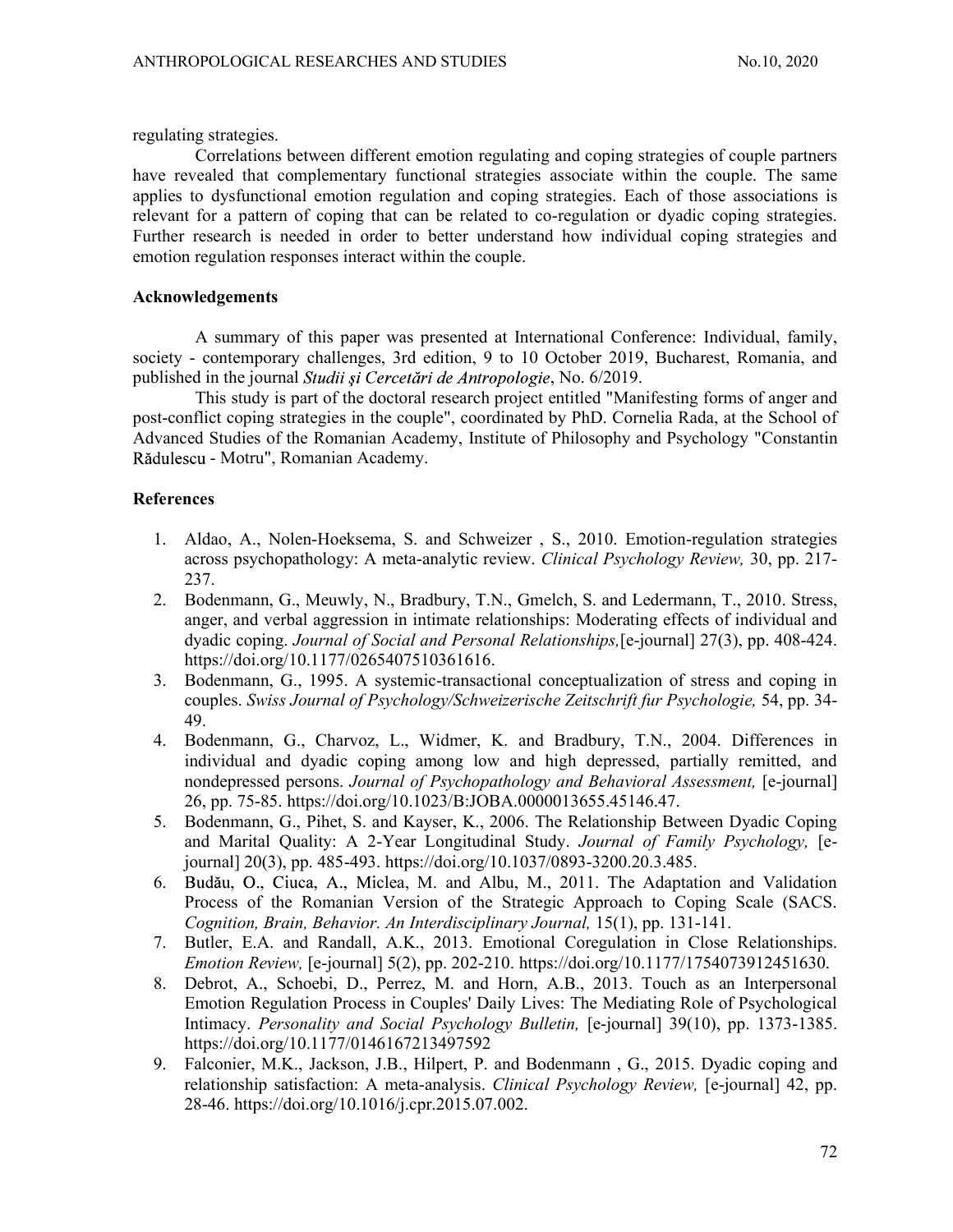regulating strategies.

Correlations between different emotion regulating and coping strategies of couple partners have revealed that complementary functional strategies associate within the couple. The same applies to dysfunctional emotion regulation and coping strategies. Each of those associations is relevant for a pattern of coping that can be related to co-regulation or dyadic coping strategies. Further research is needed in order to better understand how individual coping strategies and emotion regulation responses interact within the couple.

### Acknowledgements

A summary of this paper was presented at International Conference: Individual, family, society - contemporary challenges, 3rd edition, 9 to 10 October 2019, Bucharest, Romania, and published in the journal *Studii şi Cercetări de Antropologie*, No. 6/2019.

This study is part of the doctoral research project entitled "Manifesting forms of anger and post-conflict coping strategies in the couple", coordinated by PhD. Cornelia Rada, at the School of Advanced Studies of the Romanian Academy, Institute of Philosophy and Psychology "Constantin Rădulescu - Motru", Romanian Academy.

### References

1. Aldao, A., Nolen-Hoeksema, S. and Schweizer , S., 2010. Emotion-regulation strategies across psychopathology: A meta-analytic review. *Clinical Psychology Review,* 30, pp. 217-237.
2. Bodenmann, G., Meuwly, N., Bradbury, T.N., Gmelch, S. and Ledermann, T., 2010. Stress, anger, and verbal aggression in intimate relationships: Moderating effects of individual and dyadic coping. *Journal of Social and Personal Relationships,*[e-journal] 27(3), pp. 408-424. https://doi.org/10.1177/0265407510361616.
3. Bodenmann, G., 1995. A systemic-transactional conceptualization of stress and coping in couples. *Swiss Journal of Psychology/Schweizerische Zeitschrift fur Psychologie,* 54, pp. 34-49.
4. Bodenmann, G., Charvoz, L., Widmer, K. and Bradbury, T.N., 2004. Differences in individual and dyadic coping among low and high depressed, partially remitted, and nondepressed persons. *Journal of Psychopathology and Behavioral Assessment,* [e-journal] 26, pp. 75-85. https://doi.org/10.1023/B:JOBA.0000013655.45146.47.
5. Bodenmann, G., Pihet, S. and Kayser, K., 2006. The Relationship Between Dyadic Coping and Marital Quality: A 2-Year Longitudinal Study. *Journal of Family Psychology,* [e-journal] 20(3), pp. 485-493. https://doi.org/10.1037/0893-3200.20.3.485.
6. Budău, O., Ciuca, A., Miclea, M. and Albu, M., 2011. The Adaptation and Validation Process of the Romanian Version of the Strategic Approach to Coping Scale (SACS. *Cognition, Brain, Behavior. An Interdisciplinary Journal,* 15(1), pp. 131-141.
7. Butler, E.A. and Randall, A.K., 2013. Emotional Coregulation in Close Relationships. *Emotion Review,* [e-journal] 5(2), pp. 202-210. https://doi.org/10.1177/1754073912451630.
8. Debrot, A., Schoebi, D., Perrez, M. and Horn, A.B., 2013. Touch as an Interpersonal Emotion Regulation Process in Couples' Daily Lives: The Mediating Role of Psychological Intimacy. *Personality and Social Psychology Bulletin,* [e-journal] 39(10), pp. 1373-1385. https://doi.org/10.1177/0146167213497592
9. Falconier, M.K., Jackson, J.B., Hilpert, P. and Bodenmann , G., 2015. Dyadic coping and relationship satisfaction: A meta-analysis. *Clinical Psychology Review,* [e-journal] 42, pp. 28-46. https://doi.org/10.1016/j.cpr.2015.07.002.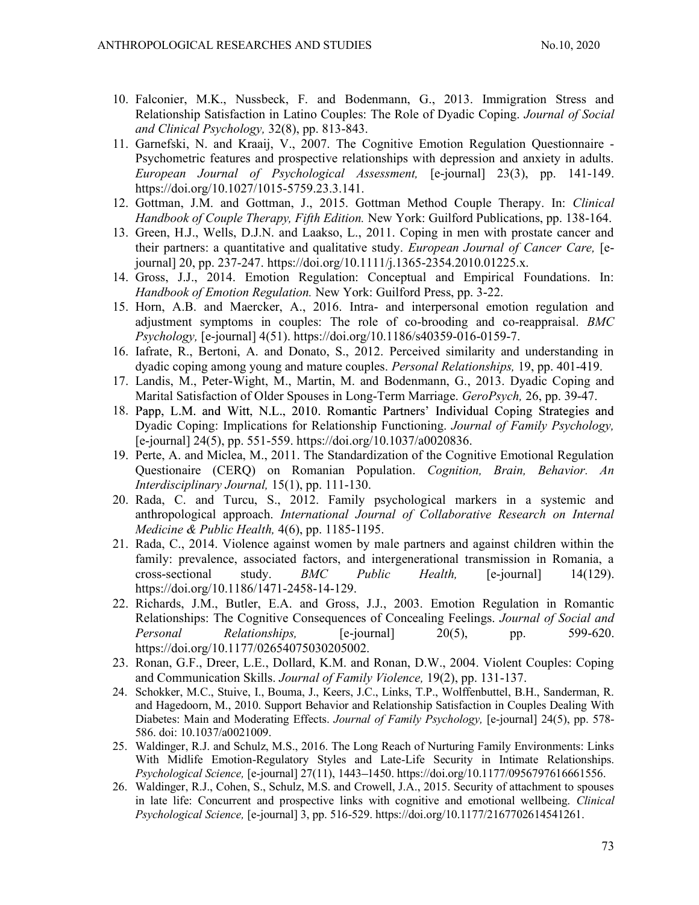10. Falconier, M.K., Nussbeck, F. and Bodenmann, G., 2013. Immigration Stress and Relationship Satisfaction in Latino Couples: The Role of Dyadic Coping. *Journal of Social and Clinical Psychology,* 32(8), pp. 813-843.
11. Garnefski, N. and Kraaij, V., 2007. The Cognitive Emotion Regulation Questionnaire - Psychometric features and prospective relationships with depression and anxiety in adults. *European Journal of Psychological Assessment,* [e-journal] 23(3), pp. 141-149. https://doi.org/10.1027/1015-5759.23.3.141.
12. Gottman, J.M. and Gottman, J., 2015. Gottman Method Couple Therapy. In: *Clinical Handbook of Couple Therapy, Fifth Edition.* New York: Guilford Publications, pp. 138-164.
13. Green, H.J., Wells, D.J.N. and Laakso, L., 2011. Coping in men with prostate cancer and their partners: a quantitative and qualitative study. *European Journal of Cancer Care,* [e-journal] 20, pp. 237-247. https://doi.org/10.1111/j.1365-2354.2010.01225.x.
14. Gross, J.J., 2014. Emotion Regulation: Conceptual and Empirical Foundations. In: *Handbook of Emotion Regulation.* New York: Guilford Press, pp. 3-22.
15. Horn, A.B. and Maercker, A., 2016. Intra- and interpersonal emotion regulation and adjustment symptoms in couples: The role of co-brooding and co-reappraisal. *BMC Psychology,* [e-journal] 4(51). https://doi.org/10.1186/s40359-016-0159-7.
16. Iafrate, R., Bertoni, A. and Donato, S., 2012. Perceived similarity and understanding in dyadic coping among young and mature couples. *Personal Relationships,* 19, pp. 401-419.
17. Landis, M., Peter-Wight, M., Martin, M. and Bodenmann, G., 2013. Dyadic Coping and Marital Satisfaction of Older Spouses in Long-Term Marriage. *GeroPsych,* 26, pp. 39-47.
18. Papp, L.M. and Witt, N.L., 2010. Romantic Partners' Individual Coping Strategies and Dyadic Coping: Implications for Relationship Functioning. *Journal of Family Psychology,* [e-journal] 24(5), pp. 551-559. https://doi.org/10.1037/a0020836.
19. Perte, A. and Miclea, M., 2011. The Standardization of the Cognitive Emotional Regulation Questionaire (CERQ) on Romanian Population. *Cognition, Brain, Behavior. An Interdisciplinary Journal,* 15(1), pp. 111-130.
20. Rada, C. and Turcu, S., 2012. Family psychological markers in a systemic and anthropological approach. *International Journal of Collaborative Research on Internal Medicine & Public Health,* 4(6), pp. 1185-1195.
21. Rada, C., 2014. Violence against women by male partners and against children within the family: prevalence, associated factors, and intergenerational transmission in Romania, a cross-sectional study. *BMC Public Health,* [e-journal] 14(129). https://doi.org/10.1186/1471-2458-14-129.
22. Richards, J.M., Butler, E.A. and Gross, J.J., 2003. Emotion Regulation in Romantic Relationships: The Cognitive Consequences of Concealing Feelings. *Journal of Social and Personal Relationships,* [e-journal] 20(5), pp. 599-620. https://doi.org/10.1177/02654075030205002.
23. Ronan, G.F., Dreer, L.E., Dollard, K.M. and Ronan, D.W., 2004. Violent Couples: Coping and Communication Skills. *Journal of Family Violence,* 19(2), pp. 131-137.
24. Schokker, M.C., Stuive, I., Bouma, J., Keers, J.C., Links, T.P., Wolffenbuttel, B.H., Sanderman, R. and Hagedoorn, M., 2010. Support Behavior and Relationship Satisfaction in Couples Dealing With Diabetes: Main and Moderating Effects. *Journal of Family Psychology,* [e-journal] 24(5), pp. 578-586. doi: 10.1037/a0021009.
25. Waldinger, R.J. and Schulz, M.S., 2016. The Long Reach of Nurturing Family Environments: Links With Midlife Emotion-Regulatory Styles and Late-Life Security in Intimate Relationships. *Psychological Science,* [e-journal] 27(11), 1443–1450. https://doi.org/10.1177/0956797616661556.
26. Waldinger, R.J., Cohen, S., Schulz, M.S. and Crowell, J.A., 2015. Security of attachment to spouses in late life: Concurrent and prospective links with cognitive and emotional wellbeing. *Clinical Psychological Science,* [e-journal] 3, pp. 516-529. https://doi.org/10.1177/2167702614541261.